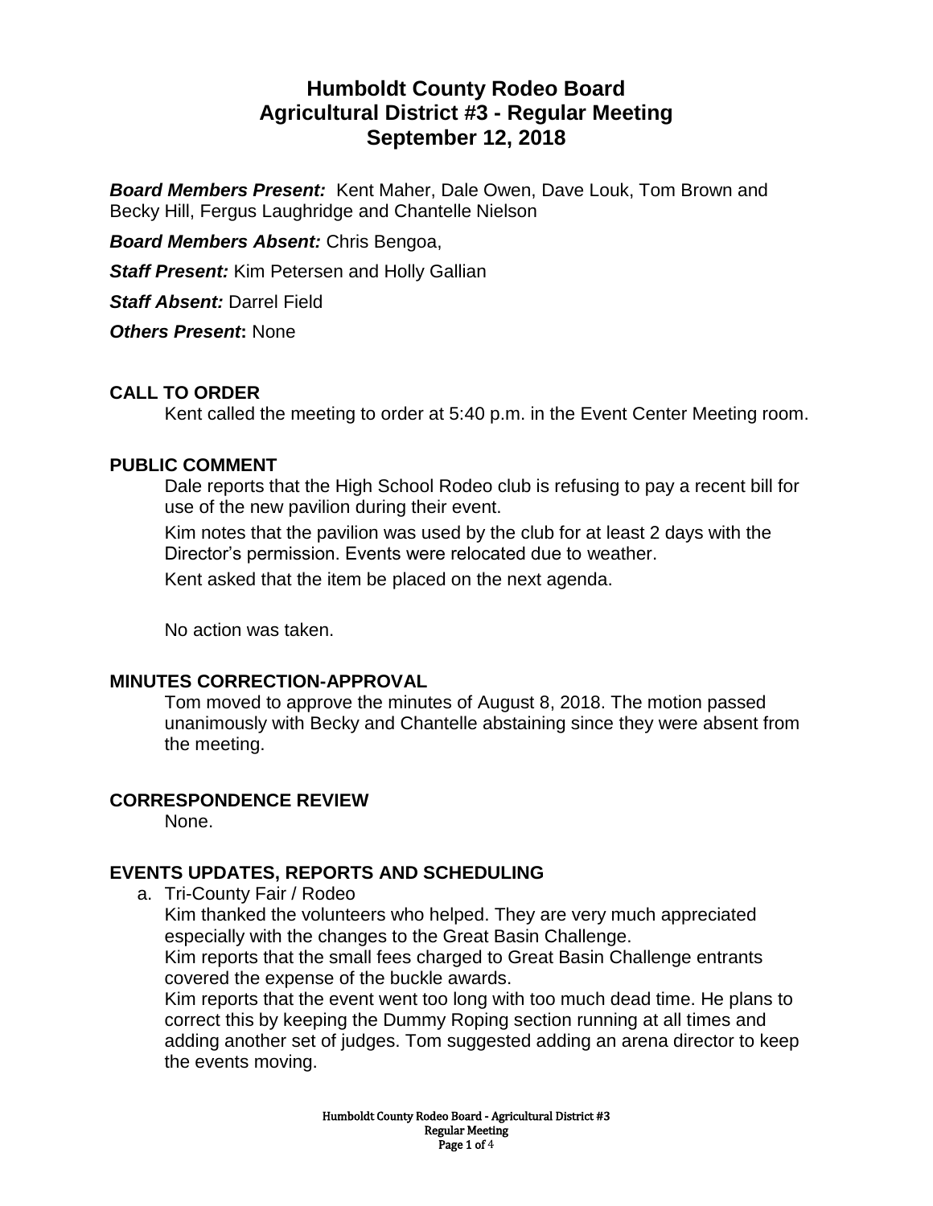# Humboldt County Rodeo Board
# Agricultural District #3 - Regular Meeting
# September 12, 2018

***Board Members Present:*** Kent Maher, Dale Owen, Dave Louk, Tom Brown and Becky Hill, Fergus Laughridge and Chantelle Nielson

***Board Members Absent:*** Chris Bengoa,

***Staff Present:*** Kim Petersen and Holly Gallian

***Staff Absent:*** Darrel Field

***Others Present*:** None

## CALL TO ORDER

Kent called the meeting to order at 5:40 p.m. in the Event Center Meeting room.

## PUBLIC COMMENT

Dale reports that the High School Rodeo club is refusing to pay a recent bill for use of the new pavilion during their event.

Kim notes that the pavilion was used by the club for at least 2 days with the Director's permission. Events were relocated due to weather.

Kent asked that the item be placed on the next agenda.

No action was taken.

## MINUTES CORRECTION-APPROVAL

Tom moved to approve the minutes of August 8, 2018. The motion passed unanimously with Becky and Chantelle abstaining since they were absent from the meeting.

## CORRESPONDENCE REVIEW

None.

## EVENTS UPDATES, REPORTS AND SCHEDULING

a. Tri-County Fair / Rodeo

   Kim thanked the volunteers who helped. They are very much appreciated especially with the changes to the Great Basin Challenge.

   Kim reports that the small fees charged to Great Basin Challenge entrants covered the expense of the buckle awards.

   Kim reports that the event went too long with too much dead time. He plans to correct this by keeping the Dummy Roping section running at all times and adding another set of judges. Tom suggested adding an arena director to keep the events moving.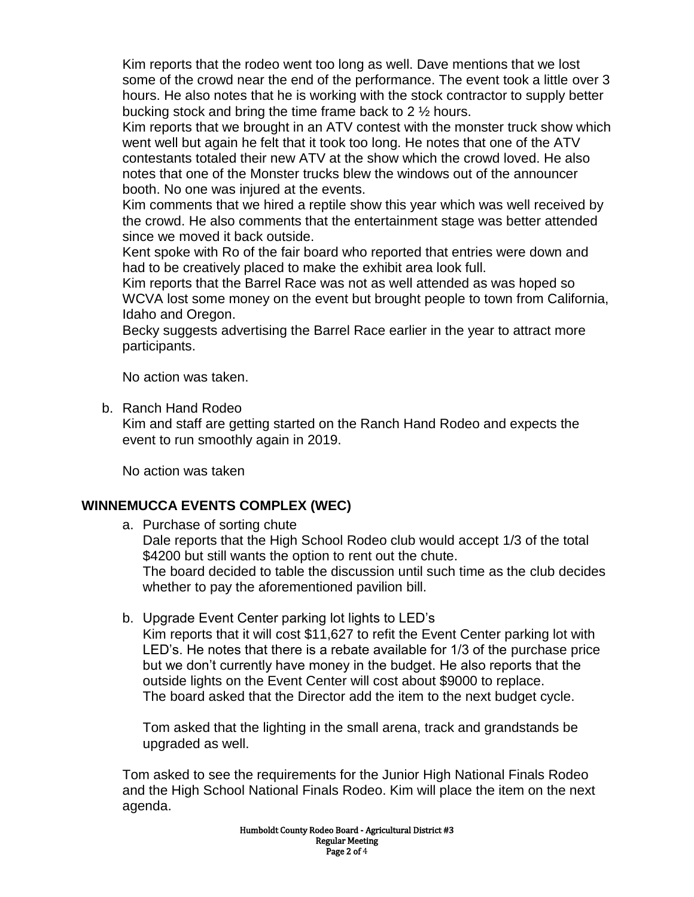Kim reports that the rodeo went too long as well. Dave mentions that we lost some of the crowd near the end of the performance. The event took a little over 3 hours. He also notes that he is working with the stock contractor to supply better bucking stock and bring the time frame back to 2 ½ hours.
Kim reports that we brought in an ATV contest with the monster truck show which went well but again he felt that it took too long. He notes that one of the ATV contestants totaled their new ATV at the show which the crowd loved. He also notes that one of the Monster trucks blew the windows out of the announcer booth. No one was injured at the events.
Kim comments that we hired a reptile show this year which was well received by the crowd. He also comments that the entertainment stage was better attended since we moved it back outside.
Kent spoke with Ro of the fair board who reported that entries were down and had to be creatively placed to make the exhibit area look full.
Kim reports that the Barrel Race was not as well attended as was hoped so WCVA lost some money on the event but brought people to town from California, Idaho and Oregon.
Becky suggests advertising the Barrel Race earlier in the year to attract more participants.

No action was taken.

b. Ranch Hand Rodeo
Kim and staff are getting started on the Ranch Hand Rodeo and expects the event to run smoothly again in 2019.

No action was taken

## WINNEMUCCA EVENTS COMPLEX (WEC)

a. Purchase of sorting chute
Dale reports that the High School Rodeo club would accept 1/3 of the total $4200 but still wants the option to rent out the chute.
The board decided to table the discussion until such time as the club decides whether to pay the aforementioned pavilion bill.

b. Upgrade Event Center parking lot lights to LED's
Kim reports that it will cost $11,627 to refit the Event Center parking lot with LED's. He notes that there is a rebate available for 1/3 of the purchase price but we don't currently have money in the budget. He also reports that the outside lights on the Event Center will cost about $9000 to replace.
The board asked that the Director add the item to the next budget cycle.

Tom asked that the lighting in the small arena, track and grandstands be upgraded as well.

Tom asked to see the requirements for the Junior High National Finals Rodeo and the High School National Finals Rodeo. Kim will place the item on the next agenda.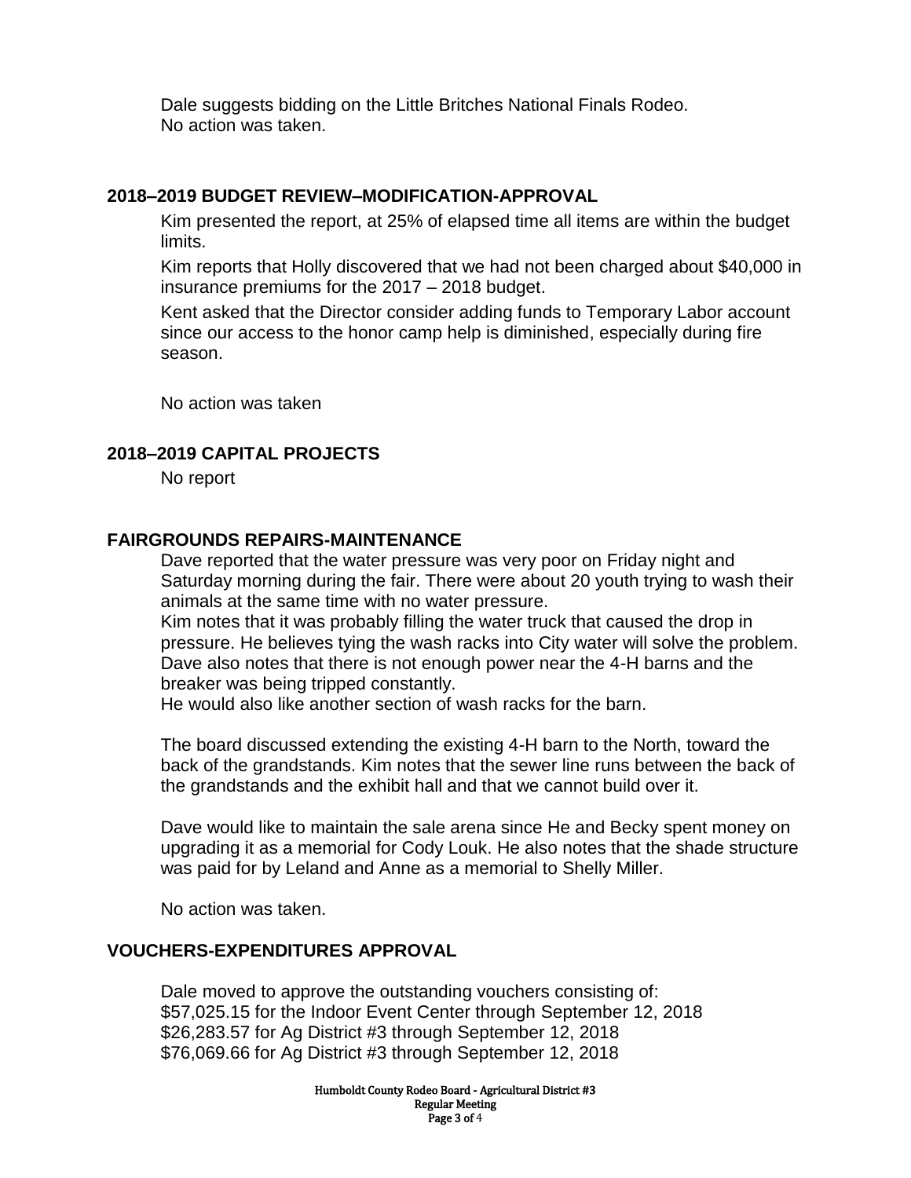Dale suggests bidding on the Little Britches National Finals Rodeo.
No action was taken.

## 2018–2019 BUDGET REVIEW–MODIFICATION-APPROVAL

Kim presented the report, at 25% of elapsed time all items are within the budget limits.

Kim reports that Holly discovered that we had not been charged about $40,000 in insurance premiums for the 2017 – 2018 budget.

Kent asked that the Director consider adding funds to Temporary Labor account since our access to the honor camp help is diminished, especially during fire season.

No action was taken

## 2018–2019 CAPITAL PROJECTS

No report

## FAIRGROUNDS REPAIRS-MAINTENANCE

Dave reported that the water pressure was very poor on Friday night and Saturday morning during the fair. There were about 20 youth trying to wash their animals at the same time with no water pressure.
Kim notes that it was probably filling the water truck that caused the drop in pressure. He believes tying the wash racks into City water will solve the problem.
Dave also notes that there is not enough power near the 4-H barns and the breaker was being tripped constantly.
He would also like another section of wash racks for the barn.

The board discussed extending the existing 4-H barn to the North, toward the back of the grandstands. Kim notes that the sewer line runs between the back of the grandstands and the exhibit hall and that we cannot build over it.

Dave would like to maintain the sale arena since He and Becky spent money on upgrading it as a memorial for Cody Louk. He also notes that the shade structure was paid for by Leland and Anne as a memorial to Shelly Miller.

No action was taken.

## VOUCHERS-EXPENDITURES APPROVAL

Dale moved to approve the outstanding vouchers consisting of:
$57,025.15 for the Indoor Event Center through September 12, 2018
$26,283.57 for Ag District #3 through September 12, 2018
$76,069.66 for Ag District #3 through September 12, 2018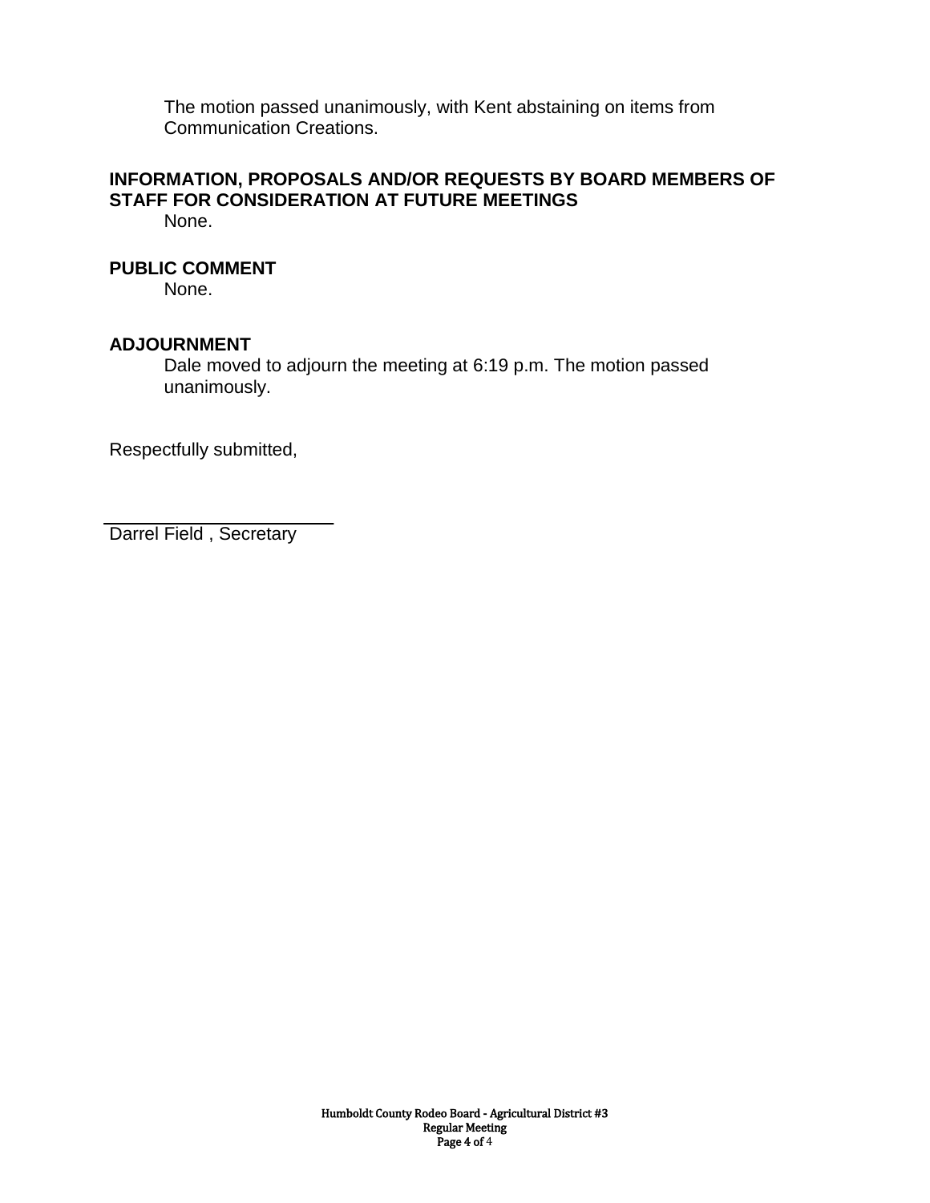The motion passed unanimously, with Kent abstaining on items from Communication Creations.

**INFORMATION, PROPOSALS AND/OR REQUESTS BY BOARD MEMBERS OF STAFF FOR CONSIDERATION AT FUTURE MEETINGS**

None.

**PUBLIC COMMENT**

None.

**ADJOURNMENT**

Dale moved to adjourn the meeting at 6:19 p.m. The motion passed unanimously.

Respectfully submitted,

\_\_\_\_\_\_\_\_\_\_\_\_\_\_\_\_\_\_\_\_\_\_\_\_

Darrel Field , Secretary